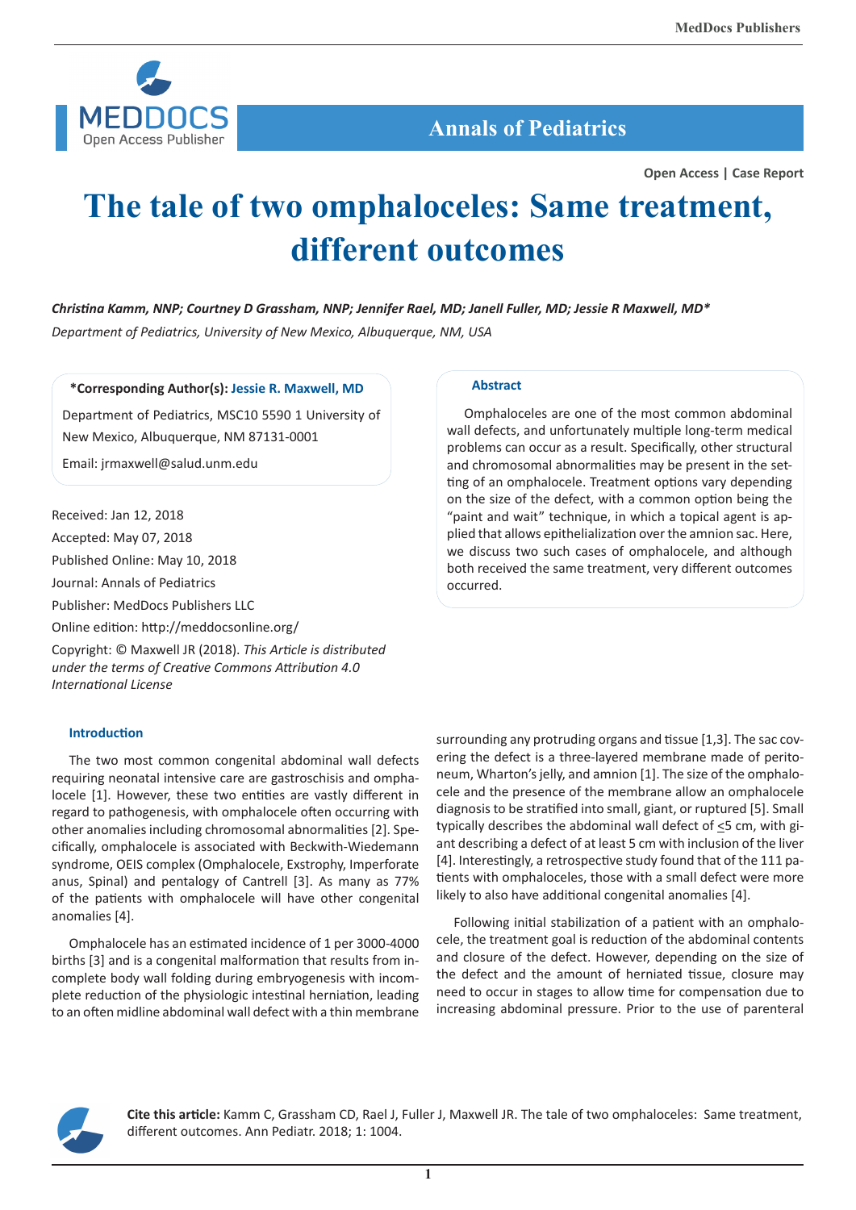Open Access | Case Report

# The tale of two omphaloceles: Same treatment, different outcomes

*Christina Kamm, NNP; Courtney D Grassham, NNP; Jennifer Rael, MD; Janell Fuller, MD; Jessie R Maxwell, MD\**

*Department of Pediatrics, University of New Mexico, Albuquerque, NM, USA*

**\*Corresponding Author(s): Jessie R. Maxwell, MD**

Department of Pediatrics, MSC10 5590 1 University of New Mexico, Albuquerque, NM 87131-0001

Email: jrmaxwell@salud.unm.edu

Received: Jan 12, 2018

Accepted: May 07, 2018

Published Online: May 10, 2018

Journal: Annals of Pediatrics

Publisher: MedDocs Publishers LLC

Online edition: http://meddocsonline.org/

Copyright: © Maxwell JR (2018). *This Article is distributed under the terms of Creative Commons Attribution 4.0 International License*

## Abstract

Omphaloceles are one of the most common abdominal wall defects, and unfortunately multiple long-term medical problems can occur as a result. Specifically, other structural and chromosomal abnormalities may be present in the setting of an omphalocele. Treatment options vary depending on the size of the defect, with a common option being the "paint and wait" technique, in which a topical agent is applied that allows epithelialization over the amnion sac. Here, we discuss two such cases of omphalocele, and although both received the same treatment, very different outcomes occurred.

## Introduction

The two most common congenital abdominal wall defects requiring neonatal intensive care are gastroschisis and omphalocele [1]. However, these two entities are vastly different in regard to pathogenesis, with omphalocele often occurring with other anomalies including chromosomal abnormalities [2]. Specifically, omphalocele is associated with Beckwith-Wiedemann syndrome, OEIS complex (Omphalocele, Exstrophy, Imperforate anus, Spinal) and pentalogy of Cantrell [3]. As many as 77% of the patients with omphalocele will have other congenital anomalies [4].

Omphalocele has an estimated incidence of 1 per 3000-4000 births [3] and is a congenital malformation that results from incomplete body wall folding during embryogenesis with incomplete reduction of the physiologic intestinal herniation, leading to an often midline abdominal wall defect with a thin membrane surrounding any protruding organs and tissue [1,3]. The sac covering the defect is a three-layered membrane made of peritoneum, Wharton's jelly, and amnion [1]. The size of the omphalocele and the presence of the membrane allow an omphalocele diagnosis to be stratified into small, giant, or ruptured [5]. Small typically describes the abdominal wall defect of ≤5 cm, with giant describing a defect of at least 5 cm with inclusion of the liver [4]. Interestingly, a retrospective study found that of the 111 patients with omphaloceles, those with a small defect were more likely to also have additional congenital anomalies [4].

Following initial stabilization of a patient with an omphalocele, the treatment goal is reduction of the abdominal contents and closure of the defect. However, depending on the size of the defect and the amount of herniated tissue, closure may need to occur in stages to allow time for compensation due to increasing abdominal pressure. Prior to the use of parenteral

**Cite this article:** Kamm C, Grassham CD, Rael J, Fuller J, Maxwell JR. The tale of two omphaloceles: Same treatment, different outcomes. Ann Pediatr. 2018; 1: 1004.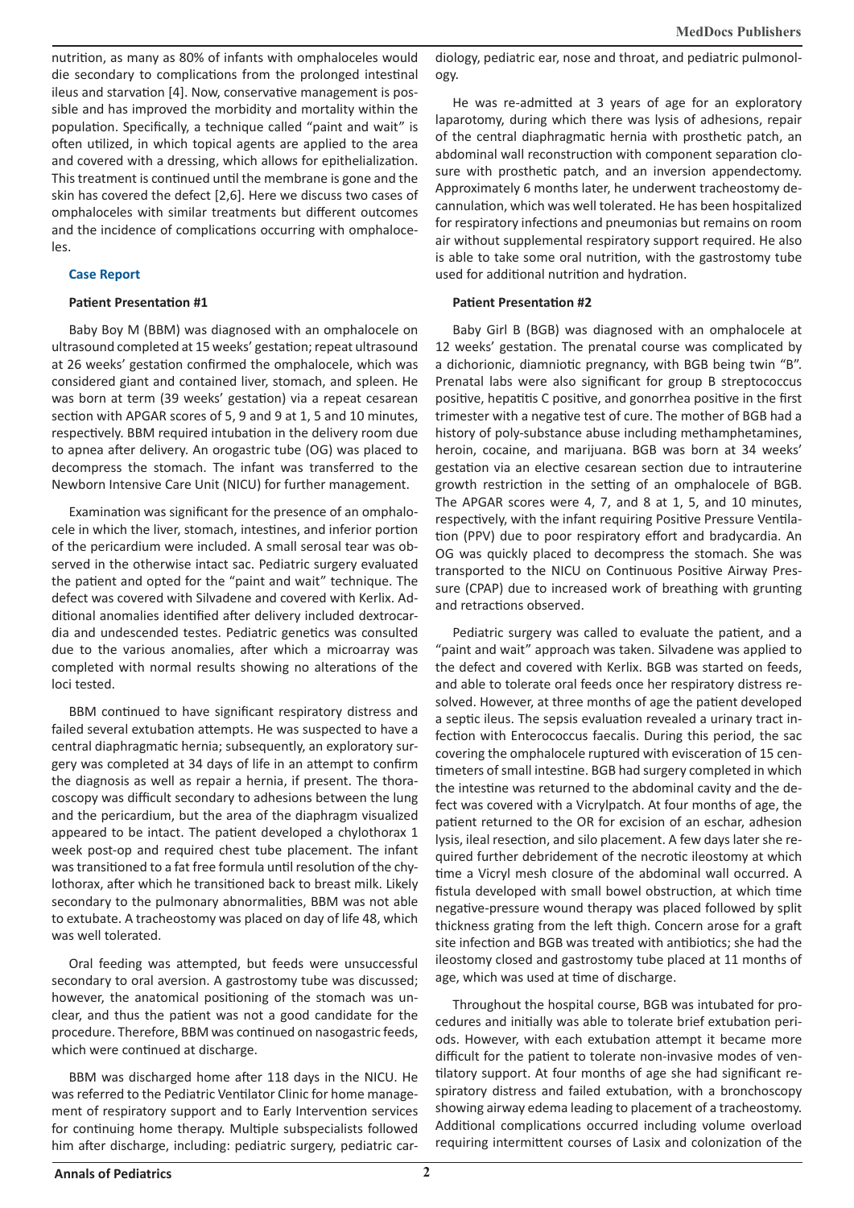nutrition, as many as 80% of infants with omphaloceles would die secondary to complications from the prolonged intestinal ileus and starvation [4]. Now, conservative management is possible and has improved the morbidity and mortality within the population. Specifically, a technique called "paint and wait" is often utilized, in which topical agents are applied to the area and covered with a dressing, which allows for epithelialization. This treatment is continued until the membrane is gone and the skin has covered the defect [2,6]. Here we discuss two cases of omphaloceles with similar treatments but different outcomes and the incidence of complications occurring with omphaloceles.

## Case Report

### Patient Presentation #1

Baby Boy M (BBM) was diagnosed with an omphalocele on ultrasound completed at 15 weeks' gestation; repeat ultrasound at 26 weeks' gestation confirmed the omphalocele, which was considered giant and contained liver, stomach, and spleen. He was born at term (39 weeks' gestation) via a repeat cesarean section with APGAR scores of 5, 9 and 9 at 1, 5 and 10 minutes, respectively. BBM required intubation in the delivery room due to apnea after delivery. An orogastric tube (OG) was placed to decompress the stomach. The infant was transferred to the Newborn Intensive Care Unit (NICU) for further management.

Examination was significant for the presence of an omphalocele in which the liver, stomach, intestines, and inferior portion of the pericardium were included. A small serosal tear was observed in the otherwise intact sac. Pediatric surgery evaluated the patient and opted for the "paint and wait" technique. The defect was covered with Silvadene and covered with Kerlix. Additional anomalies identified after delivery included dextrocardia and undescended testes. Pediatric genetics was consulted due to the various anomalies, after which a microarray was completed with normal results showing no alterations of the loci tested.

BBM continued to have significant respiratory distress and failed several extubation attempts. He was suspected to have a central diaphragmatic hernia; subsequently, an exploratory surgery was completed at 34 days of life in an attempt to confirm the diagnosis as well as repair a hernia, if present. The thoracoscopy was difficult secondary to adhesions between the lung and the pericardium, but the area of the diaphragm visualized appeared to be intact. The patient developed a chylothorax 1 week post-op and required chest tube placement. The infant was transitioned to a fat free formula until resolution of the chylothorax, after which he transitioned back to breast milk. Likely secondary to the pulmonary abnormalities, BBM was not able to extubate. A tracheostomy was placed on day of life 48, which was well tolerated.

Oral feeding was attempted, but feeds were unsuccessful secondary to oral aversion. A gastrostomy tube was discussed; however, the anatomical positioning of the stomach was unclear, and thus the patient was not a good candidate for the procedure. Therefore, BBM was continued on nasogastric feeds, which were continued at discharge.

BBM was discharged home after 118 days in the NICU. He was referred to the Pediatric Ventilator Clinic for home management of respiratory support and to Early Intervention services for continuing home therapy. Multiple subspecialists followed him after discharge, including: pediatric surgery, pediatric cardiology, pediatric ear, nose and throat, and pediatric pulmonology.

He was re-admitted at 3 years of age for an exploratory laparotomy, during which there was lysis of adhesions, repair of the central diaphragmatic hernia with prosthetic patch, an abdominal wall reconstruction with component separation closure with prosthetic patch, and an inversion appendectomy. Approximately 6 months later, he underwent tracheostomy decannulation, which was well tolerated. He has been hospitalized for respiratory infections and pneumonias but remains on room air without supplemental respiratory support required. He also is able to take some oral nutrition, with the gastrostomy tube used for additional nutrition and hydration.

### Patient Presentation #2

Baby Girl B (BGB) was diagnosed with an omphalocele at 12 weeks' gestation. The prenatal course was complicated by a dichorionic, diamniotic pregnancy, with BGB being twin "B". Prenatal labs were also significant for group B streptococcus positive, hepatitis C positive, and gonorrhea positive in the first trimester with a negative test of cure. The mother of BGB had a history of poly-substance abuse including methamphetamines, heroin, cocaine, and marijuana. BGB was born at 34 weeks' gestation via an elective cesarean section due to intrauterine growth restriction in the setting of an omphalocele of BGB. The APGAR scores were 4, 7, and 8 at 1, 5, and 10 minutes, respectively, with the infant requiring Positive Pressure Ventilation (PPV) due to poor respiratory effort and bradycardia. An OG was quickly placed to decompress the stomach. She was transported to the NICU on Continuous Positive Airway Pressure (CPAP) due to increased work of breathing with grunting and retractions observed.

Pediatric surgery was called to evaluate the patient, and a "paint and wait" approach was taken. Silvadene was applied to the defect and covered with Kerlix. BGB was started on feeds, and able to tolerate oral feeds once her respiratory distress resolved. However, at three months of age the patient developed a septic ileus. The sepsis evaluation revealed a urinary tract infection with Enterococcus faecalis. During this period, the sac covering the omphalocele ruptured with evisceration of 15 centimeters of small intestine. BGB had surgery completed in which the intestine was returned to the abdominal cavity and the defect was covered with a Vicrylpatch. At four months of age, the patient returned to the OR for excision of an eschar, adhesion lysis, ileal resection, and silo placement. A few days later she required further debridement of the necrotic ileostomy at which time a Vicryl mesh closure of the abdominal wall occurred. A fistula developed with small bowel obstruction, at which time negative-pressure wound therapy was placed followed by split thickness grating from the left thigh. Concern arose for a graft site infection and BGB was treated with antibiotics; she had the ileostomy closed and gastrostomy tube placed at 11 months of age, which was used at time of discharge.

Throughout the hospital course, BGB was intubated for procedures and initially was able to tolerate brief extubation periods. However, with each extubation attempt it became more difficult for the patient to tolerate non-invasive modes of ventilatory support. At four months of age she had significant respiratory distress and failed extubation, with a bronchoscopy showing airway edema leading to placement of a tracheostomy. Additional complications occurred including volume overload requiring intermittent courses of Lasix and colonization of the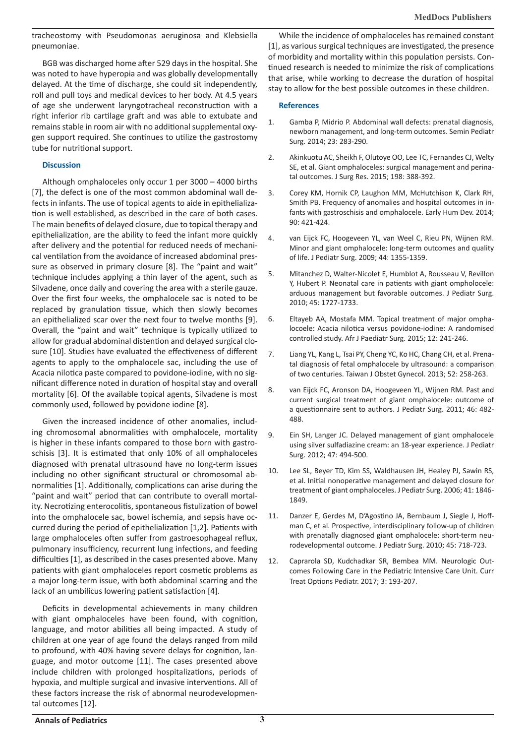tracheostomy with Pseudomonas aeruginosa and Klebsiella pneumoniae.

BGB was discharged home after 529 days in the hospital. She was noted to have hyperopia and was globally developmentally delayed. At the time of discharge, she could sit independently, roll and pull toys and medical devices to her body. At 4.5 years of age she underwent laryngotracheal reconstruction with a right inferior rib cartilage graft and was able to extubate and remains stable in room air with no additional supplemental oxygen support required. She continues to utilize the gastrostomy tube for nutritional support.

## Discussion

Although omphaloceles only occur 1 per 3000 – 4000 births [7], the defect is one of the most common abdominal wall defects in infants. The use of topical agents to aide in epithelialization is well established, as described in the care of both cases. The main benefits of delayed closure, due to topical therapy and epithelialization, are the ability to feed the infant more quickly after delivery and the potential for reduced needs of mechanical ventilation from the avoidance of increased abdominal pressure as observed in primary closure [8]. The "paint and wait" technique includes applying a thin layer of the agent, such as Silvadene, once daily and covering the area with a sterile gauze. Over the first four weeks, the omphalocele sac is noted to be replaced by granulation tissue, which then slowly becomes an epithelialized scar over the next four to twelve months [9]. Overall, the "paint and wait" technique is typically utilized to allow for gradual abdominal distention and delayed surgical closure [10]. Studies have evaluated the effectiveness of different agents to apply to the omphalocele sac, including the use of Acacia nilotica paste compared to povidone-iodine, with no significant difference noted in duration of hospital stay and overall mortality [6]. Of the available topical agents, Silvadene is most commonly used, followed by povidone iodine [8].

Given the increased incidence of other anomalies, including chromosomal abnormalities with omphalocele, mortality is higher in these infants compared to those born with gastroschisis [3]. It is estimated that only 10% of all omphaloceles diagnosed with prenatal ultrasound have no long-term issues including no other significant structural or chromosomal abnormalities [1]. Additionally, complications can arise during the "paint and wait" period that can contribute to overall mortality. Necrotizing enterocolitis, spontaneous fistulization of bowel into the omphalocele sac, bowel ischemia, and sepsis have occurred during the period of epithelialization [1,2]. Patients with large omphaloceles often suffer from gastroesophageal reflux, pulmonary insufficiency, recurrent lung infections, and feeding difficulties [1], as described in the cases presented above. Many patients with giant omphaloceles report cosmetic problems as a major long-term issue, with both abdominal scarring and the lack of an umbilicus lowering patient satisfaction [4].

Deficits in developmental achievements in many children with giant omphaloceles have been found, with cognition, language, and motor abilities all being impacted. A study of children at one year of age found the delays ranged from mild to profound, with 40% having severe delays for cognition, language, and motor outcome [11]. The cases presented above include children with prolonged hospitalizations, periods of hypoxia, and multiple surgical and invasive interventions. All of these factors increase the risk of abnormal neurodevelopmental outcomes [12].

While the incidence of omphaloceles has remained constant [1], as various surgical techniques are investigated, the presence of morbidity and mortality within this population persists. Continued research is needed to minimize the risk of complications that arise, while working to decrease the duration of hospital stay to allow for the best possible outcomes in these children.

## References

1. Gamba P, Midrio P. Abdominal wall defects: prenatal diagnosis, newborn management, and long-term outcomes. Semin Pediatr Surg. 2014; 23: 283-290.
2. Akinkuotu AC, Sheikh F, Olutoye OO, Lee TC, Fernandes CJ, Welty SE, et al. Giant omphaloceles: surgical management and perinatal outcomes. J Surg Res. 2015; 198: 388-392.
3. Corey KM, Hornik CP, Laughon MM, McHutchison K, Clark RH, Smith PB. Frequency of anomalies and hospital outcomes in infants with gastroschisis and omphalocele. Early Hum Dev. 2014; 90: 421-424.
4. van Eijck FC, Hoogeveen YL, van Weel C, Rieu PN, Wijnen RM. Minor and giant omphalocele: long-term outcomes and quality of life. J Pediatr Surg. 2009; 44: 1355-1359.
5. Mitanchez D, Walter-Nicolet E, Humblot A, Rousseau V, Revillon Y, Hubert P. Neonatal care in patients with giant ompholocele: arduous management but favorable outcomes. J Pediatr Surg. 2010; 45: 1727-1733.
6. Eltayeb AA, Mostafa MM. Topical treatment of major omphalocoele: Acacia nilotica versus povidone-iodine: A randomised controlled study. Afr J Paediatr Surg. 2015; 12: 241-246.
7. Liang YL, Kang L, Tsai PY, Cheng YC, Ko HC, Chang CH, et al. Prenatal diagnosis of fetal omphalocele by ultrasound: a comparison of two centuries. Taiwan J Obstet Gynecol. 2013; 52: 258-263.
8. van Eijck FC, Aronson DA, Hoogeveen YL, Wijnen RM. Past and current surgical treatment of giant omphalocele: outcome of a questionnaire sent to authors. J Pediatr Surg. 2011; 46: 482-488.
9. Ein SH, Langer JC. Delayed management of giant omphalocele using silver sulfadiazine cream: an 18-year experience. J Pediatr Surg. 2012; 47: 494-500.
10. Lee SL, Beyer TD, Kim SS, Waldhausen JH, Healey PJ, Sawin RS, et al. Initial nonoperative management and delayed closure for treatment of giant omphaloceles. J Pediatr Surg. 2006; 41: 1846-1849.
11. Danzer E, Gerdes M, D'Agostino JA, Bernbaum J, Siegle J, Hoffman C, et al. Prospective, interdisciplinary follow-up of children with prenatally diagnosed giant omphalocele: short-term neurodevelopmental outcome. J Pediatr Surg. 2010; 45: 718-723.
12. Caprarola SD, Kudchadkar SR, Bembea MM. Neurologic Outcomes Following Care in the Pediatric Intensive Care Unit. Curr Treat Options Pediatr. 2017; 3: 193-207.